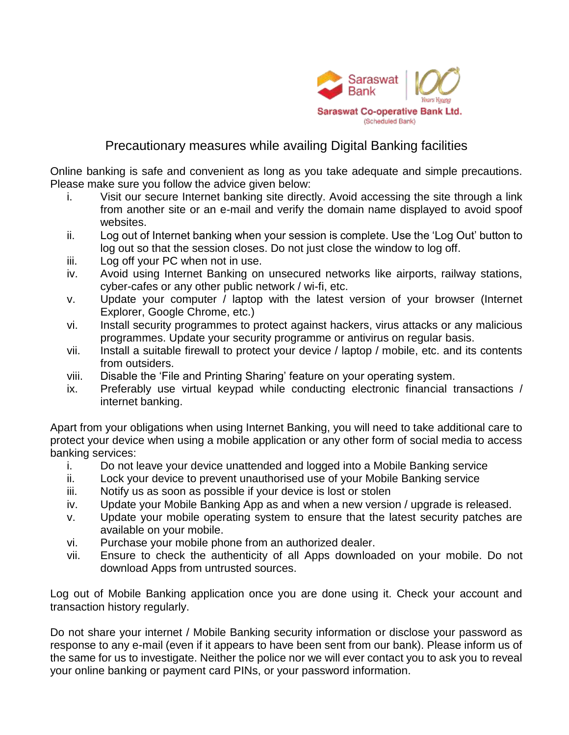Saraswat Co-operative Bank Ltd.
(Scheduled Bank)

# Precautionary measures while availing Digital Banking facilities

Online banking is safe and convenient as long as you take adequate and simple precautions. Please make sure you follow the advice given below:

i. Visit our secure Internet banking site directly. Avoid accessing the site through a link from another site or an e-mail and verify the domain name displayed to avoid spoof websites.
ii. Log out of Internet banking when your session is complete. Use the 'Log Out' button to log out so that the session closes. Do not just close the window to log off.
iii. Log off your PC when not in use.
iv. Avoid using Internet Banking on unsecured networks like airports, railway stations, cyber-cafes or any other public network / wi-fi, etc.
v. Update your computer / laptop with the latest version of your browser (Internet Explorer, Google Chrome, etc.)
vi. Install security programmes to protect against hackers, virus attacks or any malicious programmes. Update your security programme or antivirus on regular basis.
vii. Install a suitable firewall to protect your device / laptop / mobile, etc. and its contents from outsiders.
viii. Disable the 'File and Printing Sharing' feature on your operating system.
ix. Preferably use virtual keypad while conducting electronic financial transactions / internet banking.

Apart from your obligations when using Internet Banking, you will need to take additional care to protect your device when using a mobile application or any other form of social media to access banking services:

i. Do not leave your device unattended and logged into a Mobile Banking service
ii. Lock your device to prevent unauthorised use of your Mobile Banking service
iii. Notify us as soon as possible if your device is lost or stolen
iv. Update your Mobile Banking App as and when a new version / upgrade is released.
v. Update your mobile operating system to ensure that the latest security patches are available on your mobile.
vi. Purchase your mobile phone from an authorized dealer.
vii. Ensure to check the authenticity of all Apps downloaded on your mobile. Do not download Apps from untrusted sources.

Log out of Mobile Banking application once you are done using it. Check your account and transaction history regularly.

Do not share your internet / Mobile Banking security information or disclose your password as response to any e-mail (even if it appears to have been sent from our bank). Please inform us of the same for us to investigate. Neither the police nor we will ever contact you to ask you to reveal your online banking or payment card PINs, or your password information.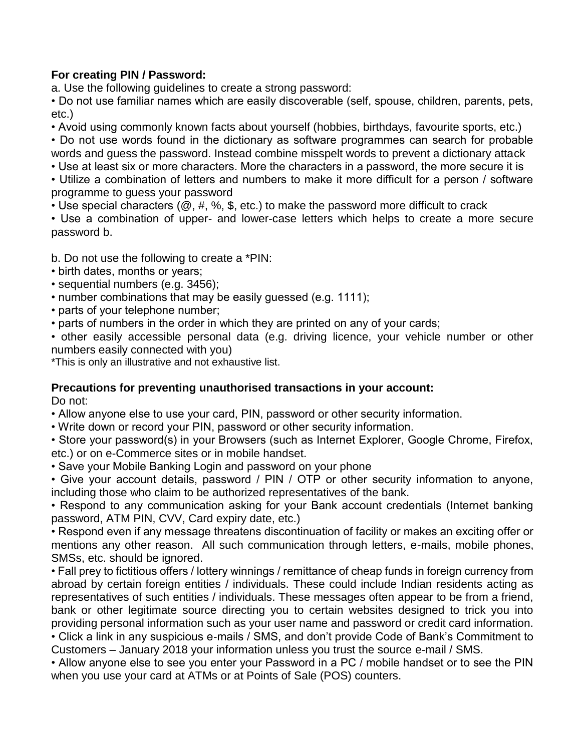**For creating PIN / Password:**

a. Use the following guidelines to create a strong password:

• Do not use familiar names which are easily discoverable (self, spouse, children, parents, pets, etc.)

• Avoid using commonly known facts about yourself (hobbies, birthdays, favourite sports, etc.)

• Do not use words found in the dictionary as software programmes can search for probable words and guess the password. Instead combine misspelt words to prevent a dictionary attack

• Use at least six or more characters. More the characters in a password, the more secure it is

• Utilize a combination of letters and numbers to make it more difficult for a person / software programme to guess your password

• Use special characters (@, #, %, $, etc.) to make the password more difficult to crack

• Use a combination of upper- and lower-case letters which helps to create a more secure password b.

b. Do not use the following to create a *PIN:

• birth dates, months or years;

• sequential numbers (e.g. 3456);

• number combinations that may be easily guessed (e.g. 1111);

• parts of your telephone number;

• parts of numbers in the order in which they are printed on any of your cards;

• other easily accessible personal data (e.g. driving licence, your vehicle number or other numbers easily connected with you)

*This is only an illustrative and not exhaustive list.

**Precautions for preventing unauthorised transactions in your account:**

Do not:

• Allow anyone else to use your card, PIN, password or other security information.

• Write down or record your PIN, password or other security information.

• Store your password(s) in your Browsers (such as Internet Explorer, Google Chrome, Firefox, etc.) or on e-Commerce sites or in mobile handset.

• Save your Mobile Banking Login and password on your phone

• Give your account details, password / PIN / OTP or other security information to anyone, including those who claim to be authorized representatives of the bank.

• Respond to any communication asking for your Bank account credentials (Internet banking password, ATM PIN, CVV, Card expiry date, etc.)

• Respond even if any message threatens discontinuation of facility or makes an exciting offer or mentions any other reason. All such communication through letters, e-mails, mobile phones, SMSs, etc. should be ignored.

• Fall prey to fictitious offers / lottery winnings / remittance of cheap funds in foreign currency from abroad by certain foreign entities / individuals. These could include Indian residents acting as representatives of such entities / individuals. These messages often appear to be from a friend, bank or other legitimate source directing you to certain websites designed to trick you into providing personal information such as your user name and password or credit card information.

• Click a link in any suspicious e-mails / SMS, and don't provide Code of Bank's Commitment to Customers – January 2018 your information unless you trust the source e-mail / SMS.

• Allow anyone else to see you enter your Password in a PC / mobile handset or to see the PIN when you use your card at ATMs or at Points of Sale (POS) counters.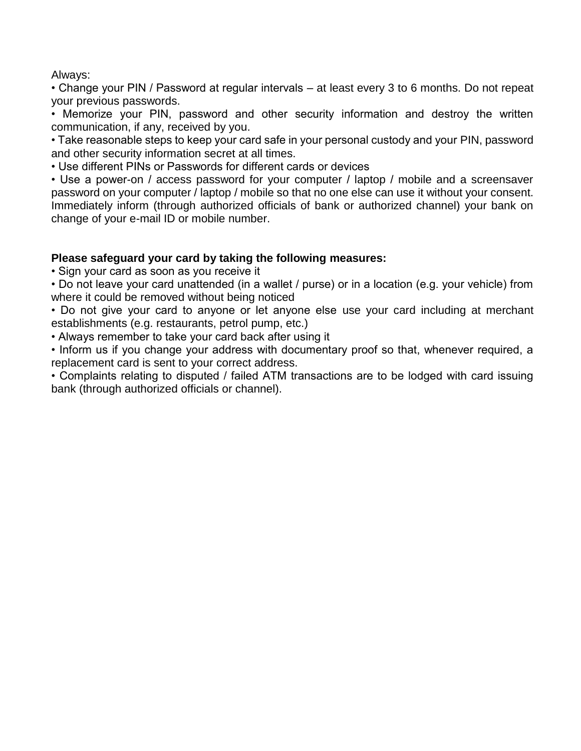Always:

- Change your PIN / Password at regular intervals – at least every 3 to 6 months. Do not repeat your previous passwords.
- Memorize your PIN, password and other security information and destroy the written communication, if any, received by you.
- Take reasonable steps to keep your card safe in your personal custody and your PIN, password and other security information secret at all times.
- Use different PINs or Passwords for different cards or devices
- Use a power-on / access password for your computer / laptop / mobile and a screensaver password on your computer / laptop / mobile so that no one else can use it without your consent.

Immediately inform (through authorized officials of bank or authorized channel) your bank on change of your e-mail ID or mobile number.

**Please safeguard your card by taking the following measures:**

- Sign your card as soon as you receive it
- Do not leave your card unattended (in a wallet / purse) or in a location (e.g. your vehicle) from where it could be removed without being noticed
- Do not give your card to anyone or let anyone else use your card including at merchant establishments (e.g. restaurants, petrol pump, etc.)
- Always remember to take your card back after using it
- Inform us if you change your address with documentary proof so that, whenever required, a replacement card is sent to your correct address.
- Complaints relating to disputed / failed ATM transactions are to be lodged with card issuing bank (through authorized officials or channel).